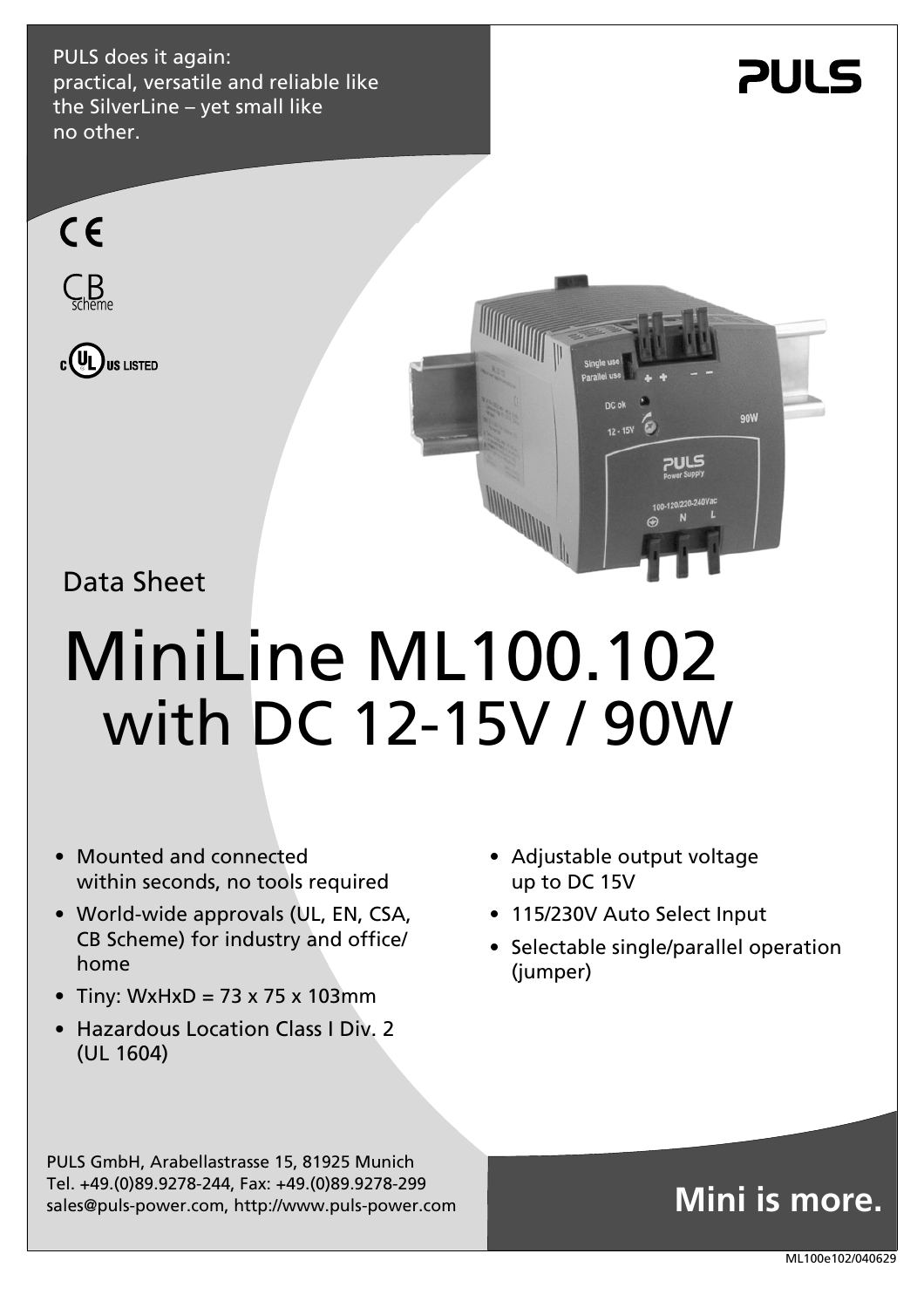PULS does it again:
practical, versatile and reliable like the SilverLine – yet small like no other.

PULS

CE

CB scheme

c UL us LISTED

Data Sheet

# MiniLine ML100.102 with DC 12-15V / 90W

- Mounted and connected within seconds, no tools required
- World-wide approvals (UL, EN, CSA, CB Scheme) for industry and office/ home
- Tiny: WxHxD = 73 x 75 x 103mm
- Hazardous Location Class I Div. 2 (UL 1604)
- Adjustable output voltage up to DC 15V
- 115/230V Auto Select Input
- Selectable single/parallel operation (jumper)

PULS GmbH, Arabellastrasse 15, 81925 Munich
Tel. +49.(0)89.9278-244, Fax: +49.(0)89.9278-299
sales@puls-power.com, http://www.puls-power.com

**Mini is more.**

ML100e102/040629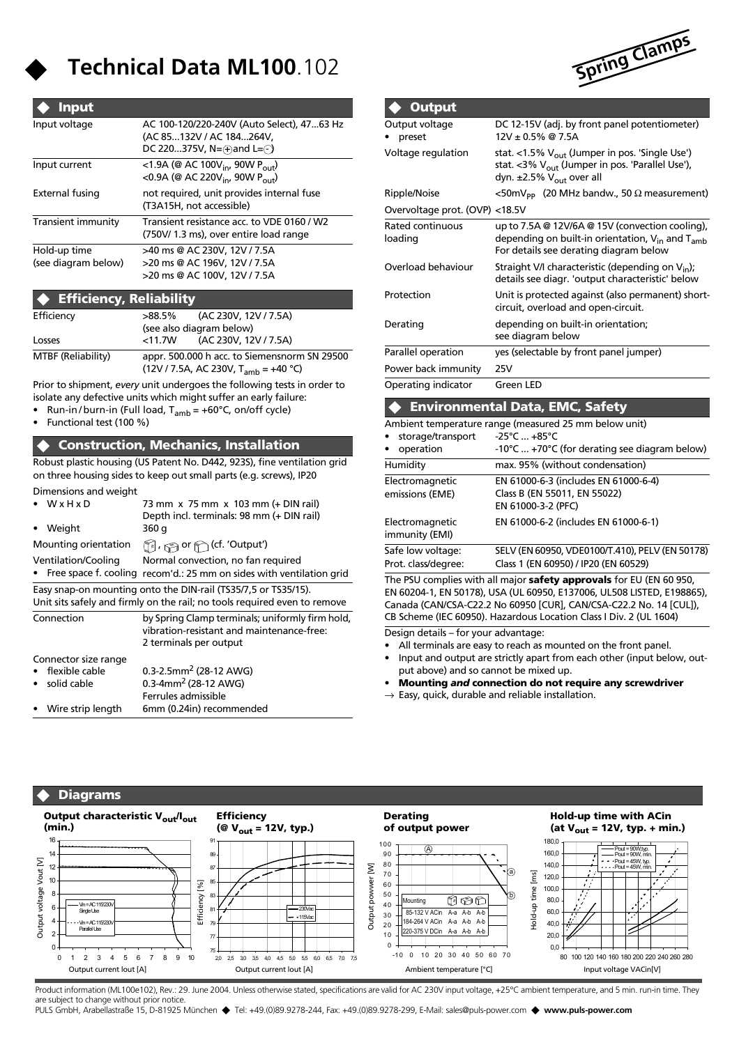# Technical Data ML100.102

Spring Clamps

## Input

| | |
|---|---|
| Input voltage | AC 100-120/220-240V (Auto Select), 47...63 Hz (AC 85...132V / AC 184...264V, DC 220...375V, N=⊕and L=⊖) |
| Input current | <1.9A (@ AC 100$V_{in}$, 90W $P_{out}$) <0.9A (@ AC 220$V_{in}$, 90W $P_{out}$) |
| External fusing | not required, unit provides internal fuse (T3A15H, not accessible) |
| Transient immunity | Transient resistance acc. to VDE 0160 / W2 (750V/ 1.3 ms), over entire load range |
| Hold-up time (see diagram below) | >40 ms @ AC 230V, 12V / 7.5A >20 ms @ AC 196V, 12V / 7.5A >20 ms @ AC 100V, 12V / 7.5A |

## Efficiency, Reliability

| | |
|---|---|
| Efficiency | >88.5% (AC 230V, 12V / 7.5A) (see also diagram below) |
| Losses | <11.7W (AC 230V, 12V / 7.5A) |
| MTBF (Reliability) | appr. 500.000 h acc. to Siemensnorm SN 29500 (12V / 7.5A, AC 230V, $T_{amb}$ = +40 °C) |

Prior to shipment, *every* unit undergoes the following tests in order to identify any defective units which might suffer an early failure:

- Run-in / burn-in (Full load, $T_{amb}$ = +60°C, on/off cycle)
- Functional test (100 %)

## Construction, Mechanics, Installation

Robust plastic housing (US Patent No. D442, 923S), fine ventilation grid on three housing sides to keep out small parts (e.g. screws), IP20

Dimensions and weight

- W x H x D: 73 mm x 75 mm x 103 mm (+ DIN rail) Depth incl. terminals: 98 mm (+ DIN rail)
- Weight: 360 g

Mounting orientation: ⬚, ⬚ or ⬚ (cf. 'Output')

Ventilation/Cooling: Normal convection, no fan required

- Free space f. cooling: recom'd.: 25 mm on sides with ventilation grid

Easy snap-on mounting onto the DIN-rail (TS35/7,5 or TS35/15). Unit sits safely and firmly on the rail; no tools required even to remove

Connection: by Spring Clamp terminals; uniformly firm hold, vibration-resistant and maintenance-free: 2 terminals per output

Connector size range

- flexible cable: 0.3-2.5mm² (28-12 AWG)
- solid cable: 0.3-4mm² (28-12 AWG) Ferrules admissible
- Wire strip length: 6mm (0.24in) recommended

## Output

| | |
|---|---|
| Output voltage | DC 12-15V (adj. by front panel potentiometer) |
| • preset | 12V ± 0.5% @ 7.5A |
| Voltage regulation | stat. <1.5% $V_{out}$ (Jumper in pos. 'Single Use') stat. <3% $V_{out}$ (Jumper in pos. 'Parallel Use'), dyn. ±2.5% $V_{out}$ over all |
| Ripple/Noise | <50$mV_{PP}$ (20 MHz bandw., 50 Ω measurement) |
| Overvoltage prot. (OVP) | <18.5V |
| Rated continuous loading | up to 7.5A @ 12V/6A @ 15V (convection cooling), depending on built-in orientation, $V_{in}$ and $T_{amb}$ For details see derating diagram below |
| Overload behaviour | Straight V/I characteristic (depending on $V_{in}$); details see diagr. 'output characteristic' below |
| Protection | Unit is protected against (also permanent) short-circuit, overload and open-circuit. |
| Derating | depending on built-in orientation; see diagram below |
| Parallel operation | yes (selectable by front panel jumper) |
| Power back immunity | 25V |
| Operating indicator | Green LED |

## Environmental Data, EMC, Safety

Ambient temperature range (measured 25 mm below unit)

- storage/transport: -25°C ... +85°C
- operation: -10°C ... +70°C (for derating see diagram below)

| | |
|---|---|
| Humidity | max. 95% (without condensation) |
| Electromagnetic emissions (EME) | EN 61000-6-3 (includes EN 61000-6-4) Class B (EN 55011, EN 55022) EN 61000-3-2 (PFC) |
| Electromagnetic immunity (EMI) | EN 61000-6-2 (includes EN 61000-6-1) |
| Safe low voltage: | SELV (EN 60950, VDE0100/T.410), PELV (EN 50178) |
| Prot. class/degree: | Class 1 (EN 60950) / IP20 (EN 60529) |

The PSU complies with all major **safety approvals** for EU (EN 60 950, EN 60204-1, EN 50178), USA (UL 60950, E137006, UL508 LISTED, E198865), Canada (CAN/CSA-C22.2 No 60950 [CUR], CAN/CSA-C22.2 No. 14 [CUL]), CB Scheme (IEC 60950). Hazardous Location Class I Div. 2 (UL 1604)

Design details – for your advantage:

- All terminals are easy to reach as mounted on the front panel.
- Input and output are strictly apart from each other (input below, output above) and so cannot be mixed up.
- **Mounting *and* connection do not require any screwdriver**

→ Easy, quick, durable and reliable installation.

## Diagrams

**Output characteristic $V_{out}$/$I_{out}$ (min.)**

Output voltage Vout [V]
16, 14, 12, 10, 8, 6, 4, 2, 0
Vin = AC 115/230V Single Use
Vin = AC 115/230V Parallel Use
0 1 2 3 4 5 6 7 8 9 10
Output current Iout [A]

**Efficiency (@ $V_{out}$ = 12V, typ.)**

Efficiency [%]
91, 89, 87, 85, 83, 81, 79, 77, 75
230Vac
115Vac
2.0 2.5 3.0 3.5 4.0 4.5 5.0 5.5 6.0 6.5 7.0 7.5
Output current Iout [A]

**Derating of output power**

Output powwer [W]
100, 90, 80, 70, 60, 50, 40, 30, 20, 10, 0
A
a
b
Mounting
85-132 V ACin A-a A-b A-b
184-264 V ACin A-a A-b A-b
220-375 V DCin A-a A-b A-b
-10 0 10 20 30 40 50 60 70
Ambient temperature [°C]

**Hold-up time with ACin (at $V_{out}$ = 12V, typ. + min.)**

Hold-up time [ms]
180,0, 160,0, 140,0, 120,0, 100,0, 80,0, 60,0, 40,0, 20,0, 0,0
Pout = 90W, typ.
Pout = 90W, min.
Pout = 45W, typ.
Pout = 45W, min.
80 100 120 140 160 180 200 220 240 260 280
Input voltage VACin[V]

Product information (ML100e102), Rev.: 29. June 2004. Unless otherwise stated, specifications are valid for AC 230V input voltage, +25°C ambient temperature, and 5 min. run-in time. They are subject to change without prior notice.

PULS GmbH, Arabellastraße 15, D-81925 München ◆ Tel: +49.(0)89.9278-244, Fax: +49.(0)89.9278-299, E-Mail: sales@puls-power.com ◆ **www.puls-power.com**